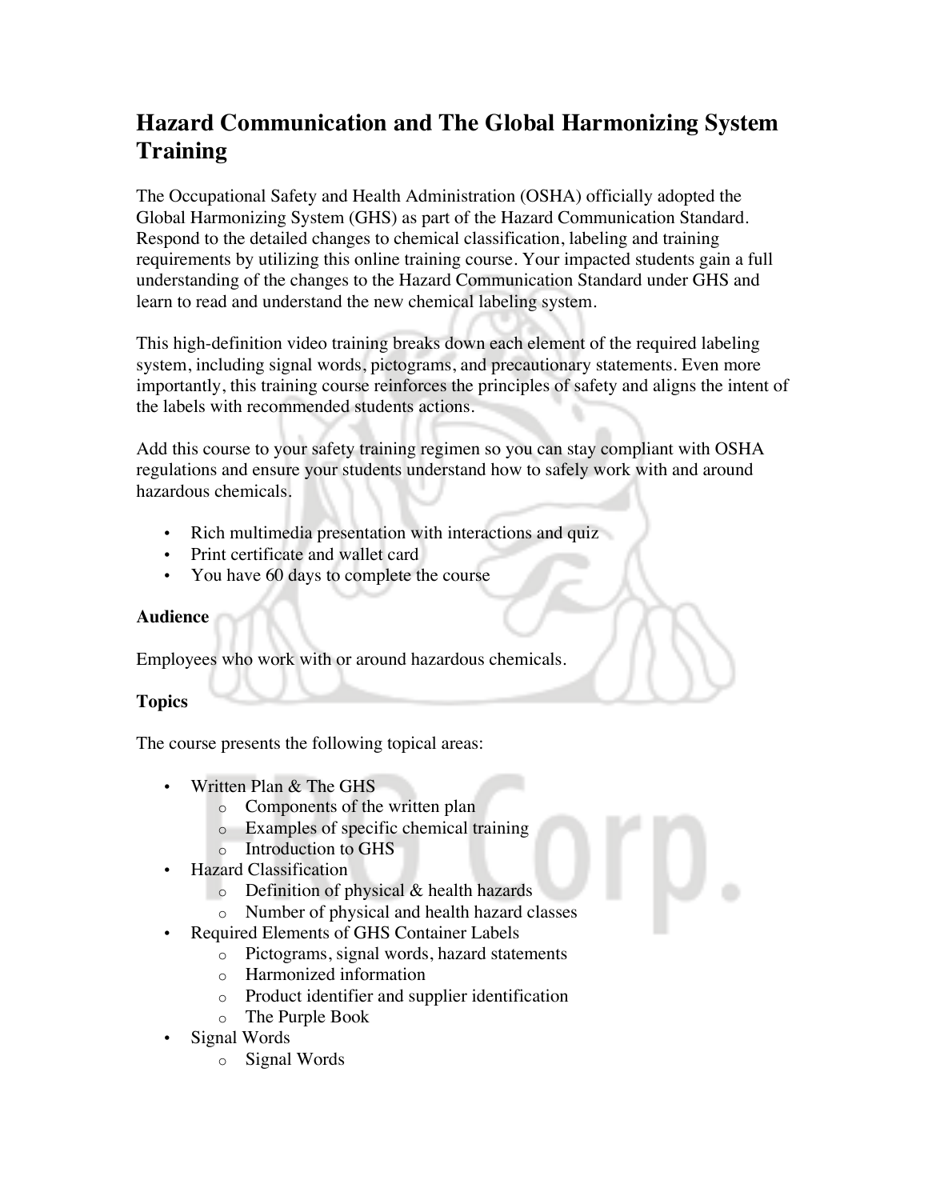# Hazard Communication and The Global Harmonizing System Training

The Occupational Safety and Health Administration (OSHA) officially adopted the Global Harmonizing System (GHS) as part of the Hazard Communication Standard. Respond to the detailed changes to chemical classification, labeling and training requirements by utilizing this online training course. Your impacted students gain a full understanding of the changes to the Hazard Communication Standard under GHS and learn to read and understand the new chemical labeling system.

This high-definition video training breaks down each element of the required labeling system, including signal words, pictograms, and precautionary statements. Even more importantly, this training course reinforces the principles of safety and aligns the intent of the labels with recommended students actions.

Add this course to your safety training regimen so you can stay compliant with OSHA regulations and ensure your students understand how to safely work with and around hazardous chemicals.

- Rich multimedia presentation with interactions and quiz
- Print certificate and wallet card
- You have 60 days to complete the course

**Audience**

Employees who work with or around hazardous chemicals.

**Topics**

The course presents the following topical areas:

- Written Plan & The GHS
  - Components of the written plan
  - Examples of specific chemical training
  - Introduction to GHS
- Hazard Classification
  - Definition of physical & health hazards
  - Number of physical and health hazard classes
- Required Elements of GHS Container Labels
  - Pictograms, signal words, hazard statements
  - Harmonized information
  - Product identifier and supplier identification
  - The Purple Book
- Signal Words
  - Signal Words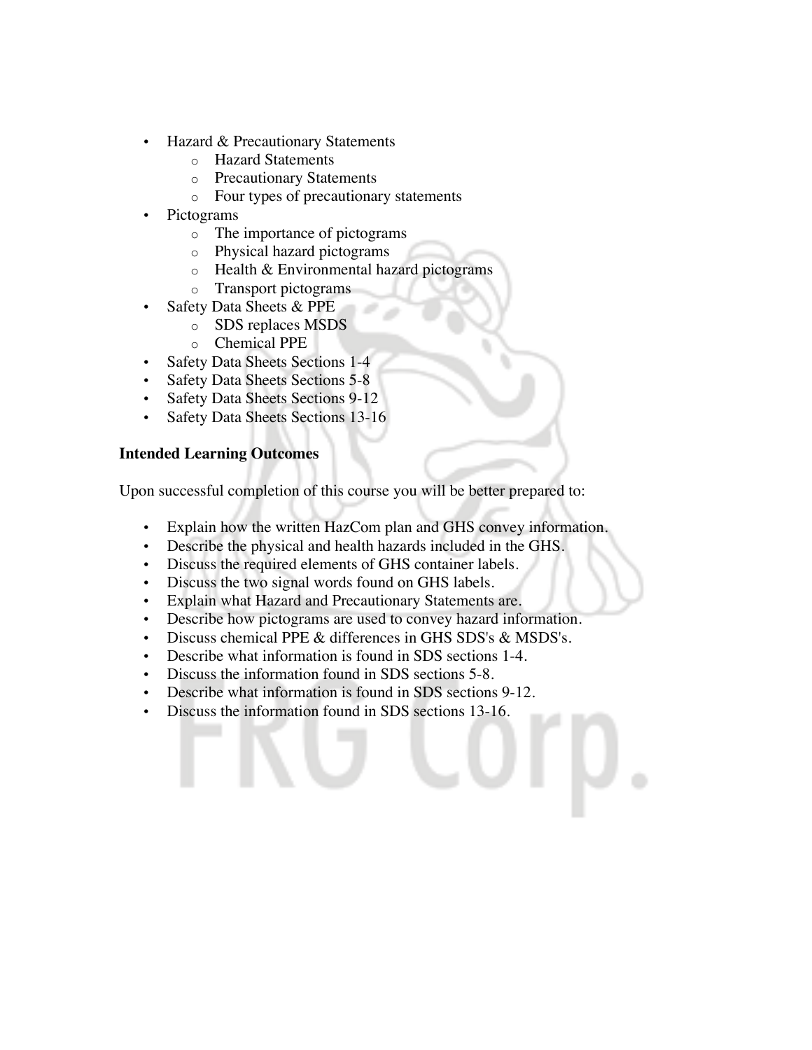- Hazard & Precautionary Statements
  - Hazard Statements
  - Precautionary Statements
  - Four types of precautionary statements
- Pictograms
  - The importance of pictograms
  - Physical hazard pictograms
  - Health & Environmental hazard pictograms
  - Transport pictograms
- Safety Data Sheets & PPE
  - SDS replaces MSDS
  - Chemical PPE
- Safety Data Sheets Sections 1-4
- Safety Data Sheets Sections 5-8
- Safety Data Sheets Sections 9-12
- Safety Data Sheets Sections 13-16

**Intended Learning Outcomes**

Upon successful completion of this course you will be better prepared to:

- Explain how the written HazCom plan and GHS convey information.
- Describe the physical and health hazards included in the GHS.
- Discuss the required elements of GHS container labels.
- Discuss the two signal words found on GHS labels.
- Explain what Hazard and Precautionary Statements are.
- Describe how pictograms are used to convey hazard information.
- Discuss chemical PPE & differences in GHS SDS's & MSDS's.
- Describe what information is found in SDS sections 1-4.
- Discuss the information found in SDS sections 5-8.
- Describe what information is found in SDS sections 9-12.
- Discuss the information found in SDS sections 13-16.